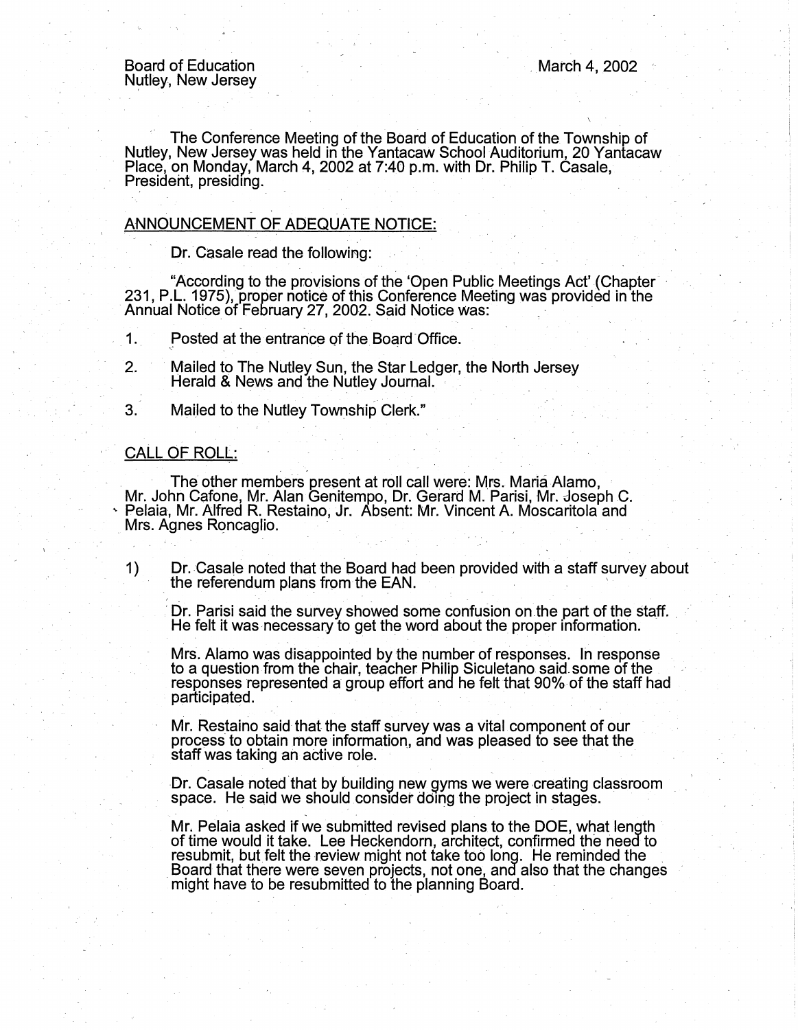Board of Education
Nutley, New Jersey

March 4, 2002

The Conference Meeting of the Board of Education of the Township of Nutley, New Jersey was held in the Yantacaw School Auditorium, 20 Yantacaw Place, on Monday, March 4, 2002 at 7:40 p.m. with Dr. Philip T. Casale, President, presiding.

## ANNOUNCEMENT OF ADEQUATE NOTICE:

Dr. Casale read the following:

"According to the provisions of the 'Open Public Meetings Act' (Chapter 231, P.L. 1975), proper notice of this Conference Meeting was provided in the Annual Notice of February 27, 2002. Said Notice was:

1. Posted at the entrance of the Board Office.
2. Mailed to The Nutley Sun, the Star Ledger, the North Jersey Herald & News and the Nutley Journal.
3. Mailed to the Nutley Township Clerk."

## CALL OF ROLL:

The other members present at roll call were: Mrs. Maria Alamo, Mr. John Cafone, Mr. Alan Genitempo, Dr. Gerard M. Parisi, Mr. Joseph C. Pelaia, Mr. Alfred R. Restaino, Jr. Absent: Mr. Vincent A. Moscaritola and Mrs. Agnes Roncaglio.

1) Dr. Casale noted that the Board had been provided with a staff survey about the referendum plans from the EAN.

   Dr. Parisi said the survey showed some confusion on the part of the staff. He felt it was necessary to get the word about the proper information.

   Mrs. Alamo was disappointed by the number of responses. In response to a question from the chair, teacher Philip Siculetano said some of the responses represented a group effort and he felt that 90% of the staff had participated.

   Mr. Restaino said that the staff survey was a vital component of our process to obtain more information, and was pleased to see that the staff was taking an active role.

   Dr. Casale noted that by building new gyms we were creating classroom space. He said we should consider doing the project in stages.

   Mr. Pelaia asked if we submitted revised plans to the DOE, what length of time would it take. Lee Heckendorn, architect, confirmed the need to resubmit, but felt the review might not take too long. He reminded the Board that there were seven projects, not one, and also that the changes might have to be resubmitted to the planning Board.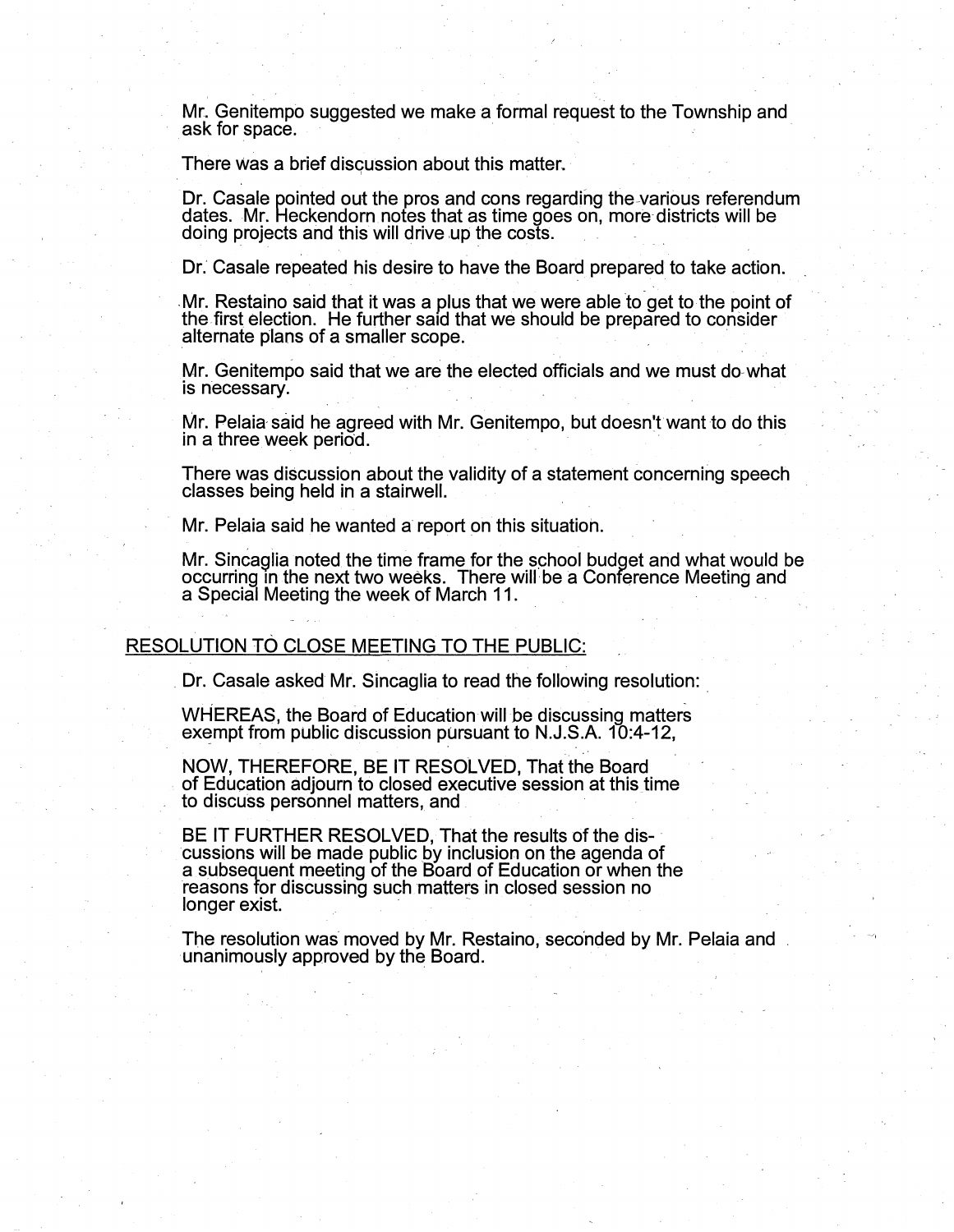Mr. Genitempo suggested we make a formal request to the Township and ask for space.

There was a brief discussion about this matter.

Dr. Casale pointed out the pros and cons regarding the various referendum dates. Mr. Heckendorn notes that as time goes on, more districts will be doing projects and this will drive up the costs.

Dr. Casale repeated his desire to have the Board prepared to take action.

Mr. Restaino said that it was a plus that we were able to get to the point of the first election. He further said that we should be prepared to consider alternate plans of a smaller scope.

Mr. Genitempo said that we are the elected officials and we must do what is necessary.

Mr. Pelaia said he agreed with Mr. Genitempo, but doesn't want to do this in a three week period.

There was discussion about the validity of a statement concerning speech classes being held in a stairwell.

Mr. Pelaia said he wanted a report on this situation.

Mr. Sincaglia noted the time frame for the school budget and what would be occurring in the next two weeks. There will be a Conference Meeting and a Special Meeting the week of March 11.

## RESOLUTION TO CLOSE MEETING TO THE PUBLIC:

Dr. Casale asked Mr. Sincaglia to read the following resolution:

WHEREAS, the Board of Education will be discussing matters exempt from public discussion pursuant to N.J.S.A. 10:4-12,

NOW, THEREFORE, BE IT RESOLVED, That the Board of Education adjourn to closed executive session at this time to discuss personnel matters, and

BE IT FURTHER RESOLVED, That the results of the discussions will be made public by inclusion on the agenda of a subsequent meeting of the Board of Education or when the reasons for discussing such matters in closed session no longer exist.

The resolution was moved by Mr. Restaino, seconded by Mr. Pelaia and unanimously approved by the Board.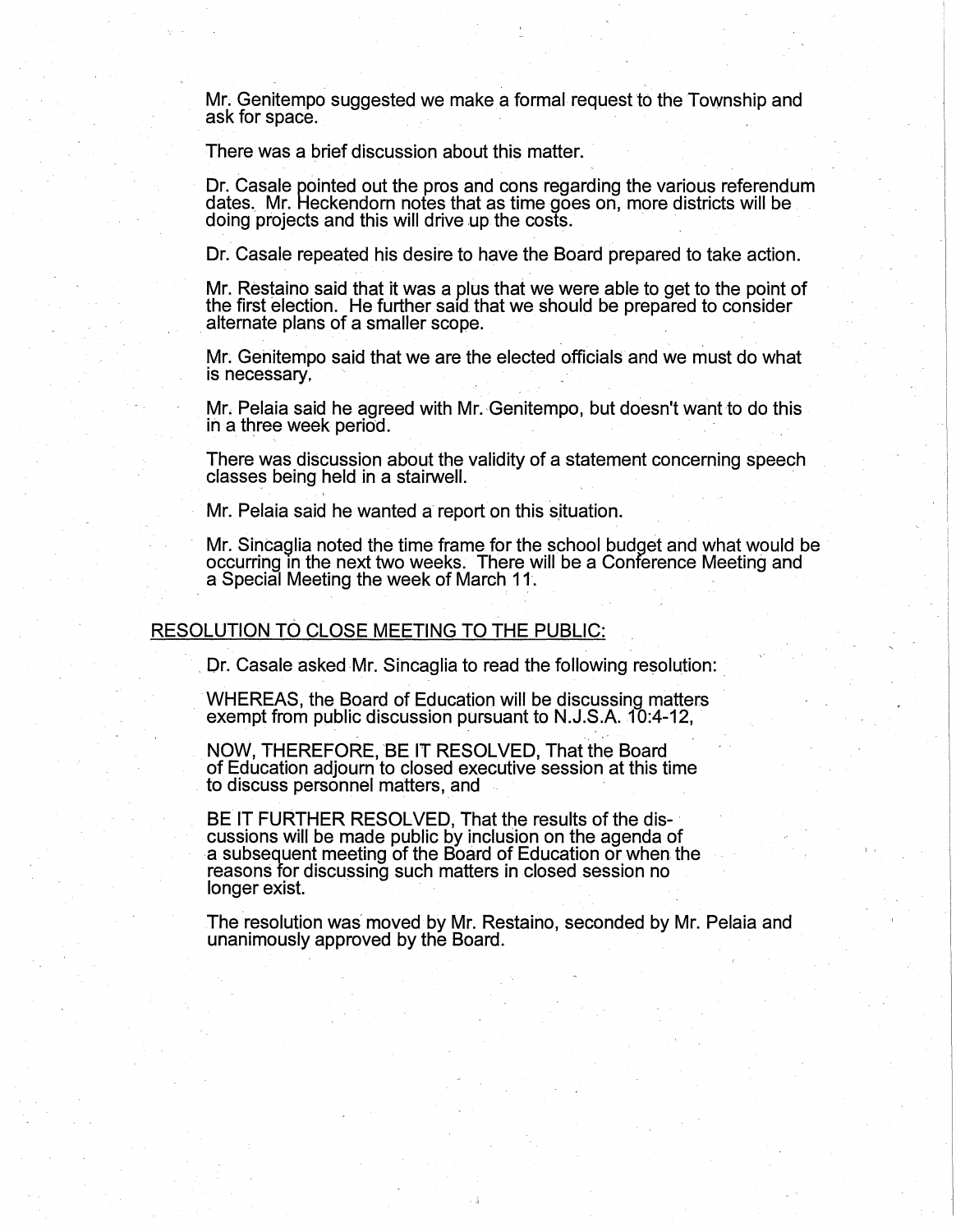Mr. Genitempo suggested we make a formal request to the Township and ask for space.

There was a brief discussion about this matter.

Dr. Casale pointed out the pros and cons regarding the various referendum dates. Mr. Heckendorn notes that as time goes on, more districts will be doing projects and this will drive up the costs.

Dr. Casale repeated his desire to have the Board prepared to take action.

Mr. Restaino said that it was a plus that we were able to get to the point of the first election. He further said that we should be prepared to consider alternate plans of a smaller scope.

Mr. Genitempo said that we are the elected officials and we must do what is necessary.

Mr. Pelaia said he agreed with Mr. Genitempo, but doesn't want to do this in a three week period.

There was discussion about the validity of a statement concerning speech classes being held in a stairwell.

Mr. Pelaia said he wanted a report on this situation.

Mr. Sincaglia noted the time frame for the school budget and what would be occurring in the next two weeks. There will be a Conference Meeting and a Special Meeting the week of March 11.

## RESOLUTION TO CLOSE MEETING TO THE PUBLIC:

Dr. Casale asked Mr. Sincaglia to read the following resolution:

WHEREAS, the Board of Education will be discussing matters exempt from public discussion pursuant to N.J.S.A. 10:4-12,

NOW, THEREFORE, BE IT RESOLVED, That the Board of Education adjourn to closed executive session at this time to discuss personnel matters, and

BE IT FURTHER RESOLVED, That the results of the discussions will be made public by inclusion on the agenda of a subsequent meeting of the Board of Education or when the reasons for discussing such matters in closed session no longer exist.

The resolution was moved by Mr. Restaino, seconded by Mr. Pelaia and unanimously approved by the Board.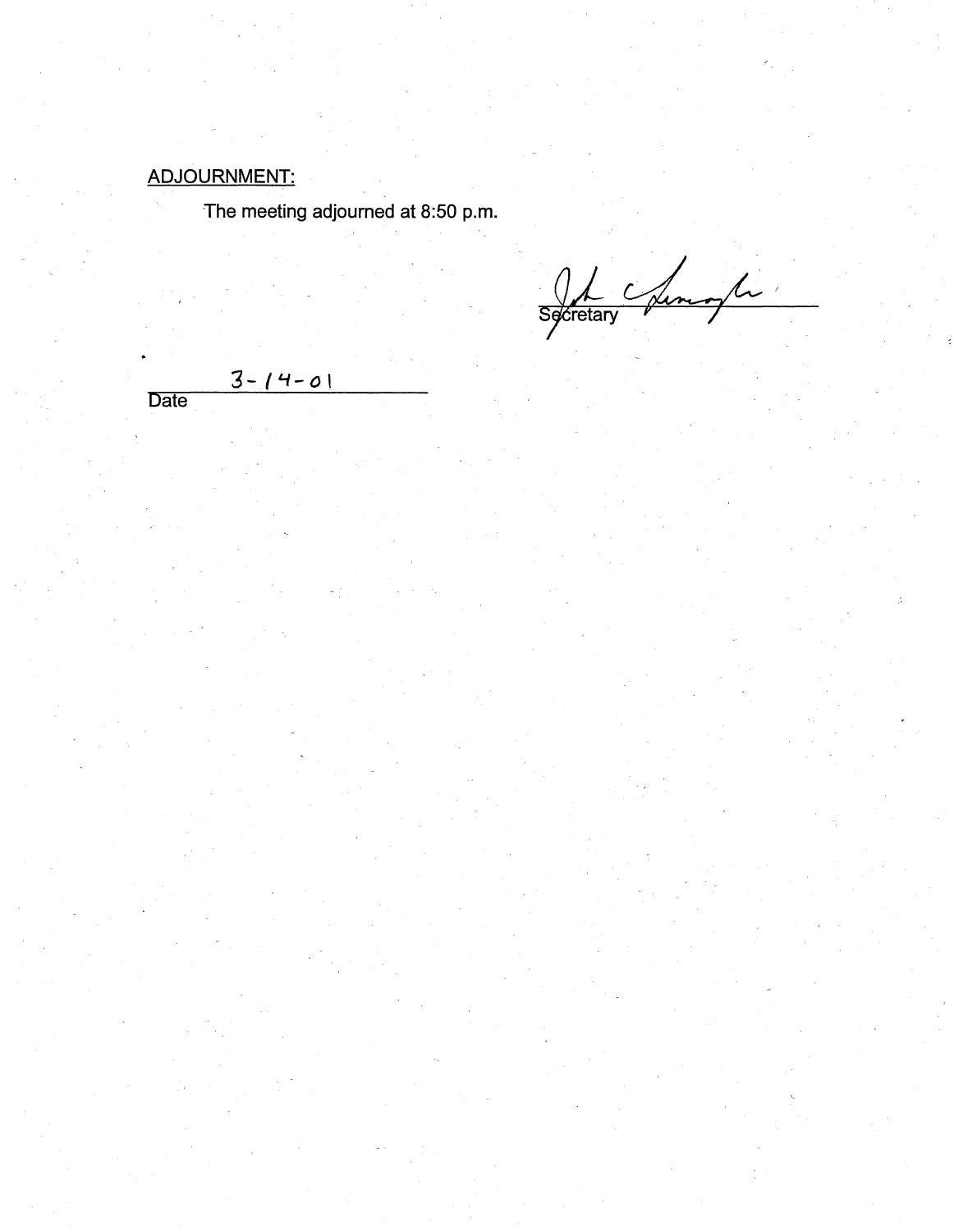ADJOURNMENT:

The meeting adjourned at 8:50 p.m.

Secretary

3-14-01

Date